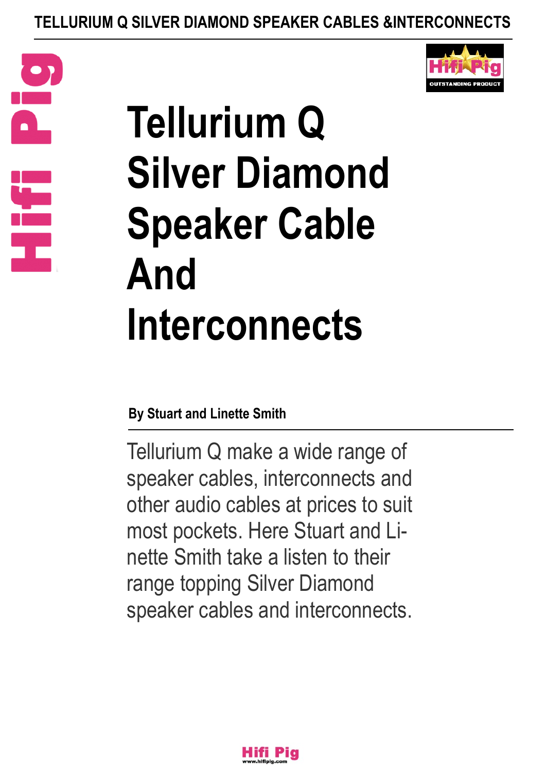# Tellurium Q Silver Diamond Speaker Cable And Interconnects

**By Stuart and Linette Smith**

Tellurium Q make a wide range of speaker cables, interconnects and other audio cables at prices to suit most pockets. Here Stuart and Linette Smith take a listen to their range topping Silver Diamond speaker cables and interconnects.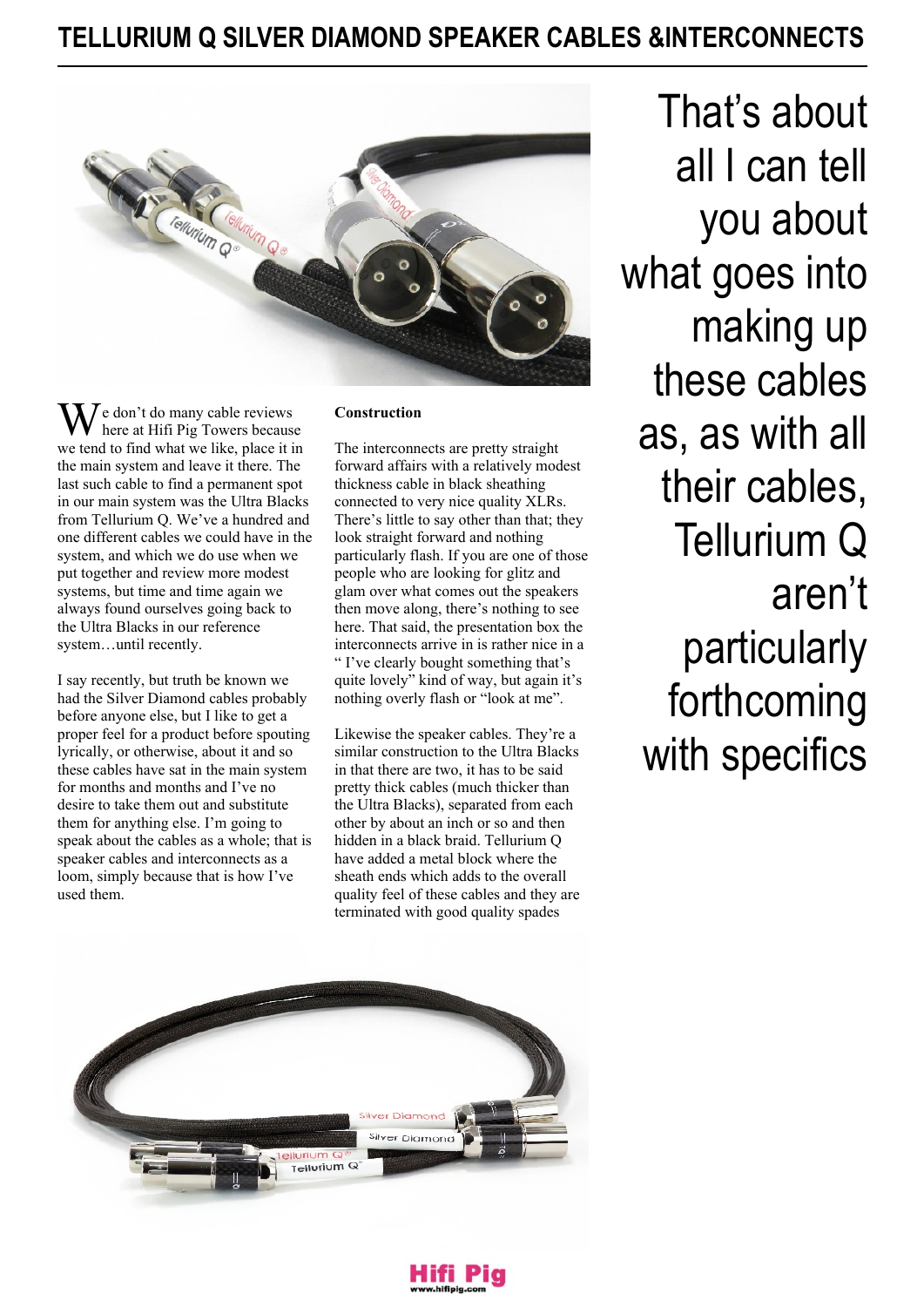# TELLURIUM Q SILVER DIAMOND SPEAKER CABLES &INTERCONNECTS

We don't do many cable reviews here at Hifi Pig Towers because we tend to find what we like, place it in the main system and leave it there. The last such cable to find a permanent spot in our main system was the Ultra Blacks from Tellurium Q. We've a hundred and one different cables we could have in the system, and which we do use when we put together and review more modest systems, but time and time again we always found ourselves going back to the Ultra Blacks in our reference system…until recently.

I say recently, but truth be known we had the Silver Diamond cables probably before anyone else, but I like to get a proper feel for a product before spouting lyrically, or otherwise, about it and so these cables have sat in the main system for months and months and I've no desire to take them out and substitute them for anything else. I'm going to speak about the cables as a whole; that is speaker cables and interconnects as a loom, simply because that is how I've used them.

**Construction**

The interconnects are pretty straight forward affairs with a relatively modest thickness cable in black sheathing connected to very nice quality XLRs. There's little to say other than that; they look straight forward and nothing particularly flash. If you are one of those people who are looking for glitz and glam over what comes out the speakers then move along, there's nothing to see here. That said, the presentation box the interconnects arrive in is rather nice in a " I've clearly bought something that's quite lovely" kind of way, but again it's nothing overly flash or "look at me".

Likewise the speaker cables. They're a similar construction to the Ultra Blacks in that there are two, it has to be said pretty thick cables (much thicker than the Ultra Blacks), separated from each other by about an inch or so and then hidden in a black braid. Tellurium Q have added a metal block where the sheath ends which adds to the overall quality feel of these cables and they are terminated with good quality spades

That's about all I can tell you about what goes into making up these cables as, as with all their cables, Tellurium Q aren't particularly forthcoming with specifics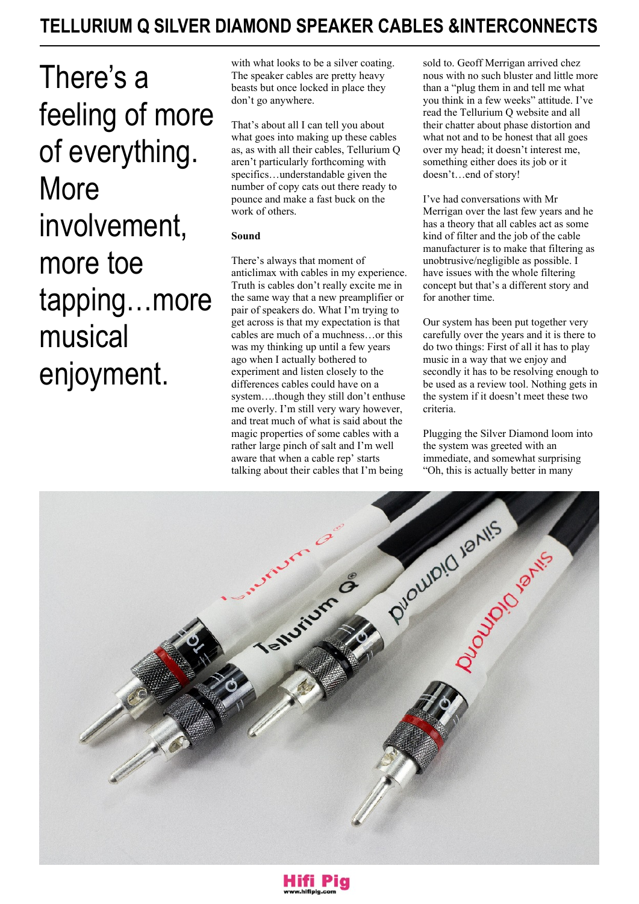# TELLURIUM Q SILVER DIAMOND SPEAKER CABLES &INTERCONNECTS

There's a feeling of more of everything. More involvement, more toe tapping…more musical enjoyment.

with what looks to be a silver coating. The speaker cables are pretty heavy beasts but once locked in place they don't go anywhere.

That's about all I can tell you about what goes into making up these cables as, as with all their cables, Tellurium Q aren't particularly forthcoming with specifics…understandable given the number of copy cats out there ready to pounce and make a fast buck on the work of others.

**Sound**

There's always that moment of anticlimax with cables in my experience. Truth is cables don't really excite me in the same way that a new preamplifier or pair of speakers do. What I'm trying to get across is that my expectation is that cables are much of a muchness…or this was my thinking up until a few years ago when I actually bothered to experiment and listen closely to the differences cables could have on a system….though they still don't enthuse me overly. I'm still very wary however, and treat much of what is said about the magic properties of some cables with a rather large pinch of salt and I'm well aware that when a cable rep' starts talking about their cables that I'm being sold to. Geoff Merrigan arrived chez nous with no such bluster and little more than a "plug them in and tell me what you think in a few weeks" attitude. I've read the Tellurium Q website and all their chatter about phase distortion and what not and to be honest that all goes over my head; it doesn't interest me, something either does its job or it doesn't…end of story!

I've had conversations with Mr Merrigan over the last few years and he has a theory that all cables act as some kind of filter and the job of the cable manufacturer is to make that filtering as unobtrusive/negligible as possible. I have issues with the whole filtering concept but that's a different story and for another time.

Our system has been put together very carefully over the years and it is there to do two things: First of all it has to play music in a way that we enjoy and secondly it has to be resolving enough to be used as a review tool. Nothing gets in the system if it doesn't meet these two criteria.

Plugging the Silver Diamond loom into the system was greeted with an immediate, and somewhat surprising "Oh, this is actually better in many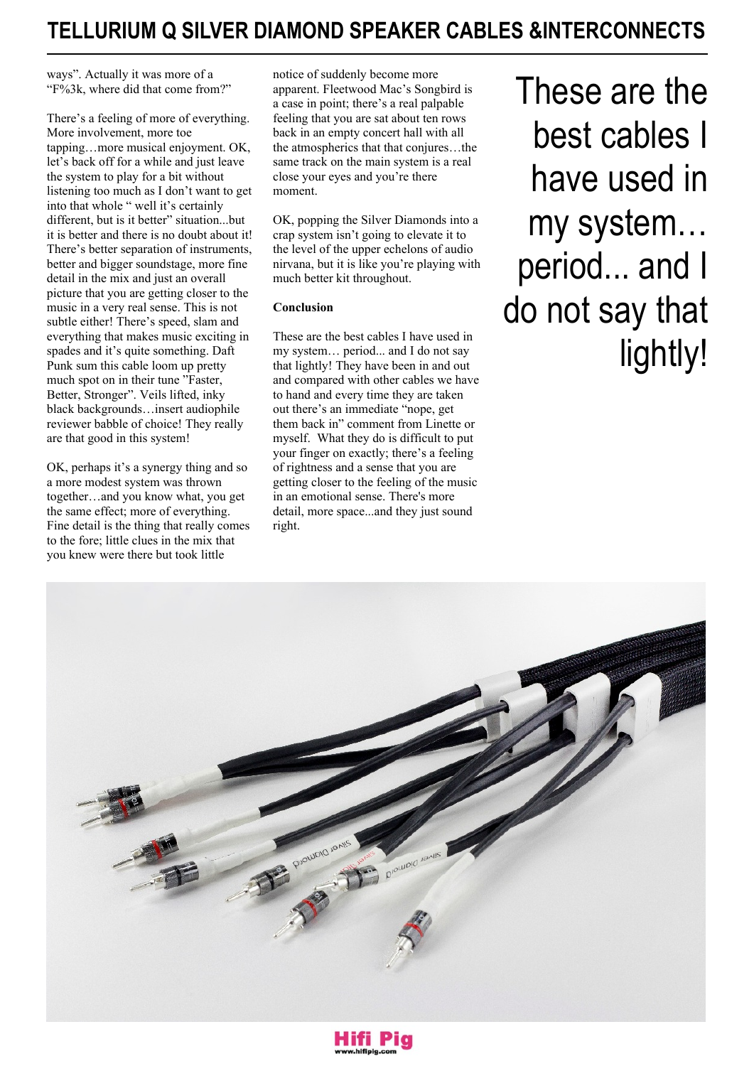ways". Actually it was more of a "F%3k, where did that come from?"

There's a feeling of more of everything. More involvement, more toe tapping…more musical enjoyment. OK, let's back off for a while and just leave the system to play for a bit without listening too much as I don't want to get into that whole " well it's certainly different, but is it better" situation...but it is better and there is no doubt about it! There's better separation of instruments, better and bigger soundstage, more fine detail in the mix and just an overall picture that you are getting closer to the music in a very real sense. This is not subtle either! There's speed, slam and everything that makes music exciting in spades and it's quite something. Daft Punk sum this cable loom up pretty much spot on in their tune "Faster, Better, Stronger". Veils lifted, inky black backgrounds…insert audiophile reviewer babble of choice! They really are that good in this system!

OK, perhaps it's a synergy thing and so a more modest system was thrown together…and you know what, you get the same effect; more of everything. Fine detail is the thing that really comes to the fore; little clues in the mix that you knew were there but took little notice of suddenly become more apparent. Fleetwood Mac's Songbird is a case in point; there's a real palpable feeling that you are sat about ten rows back in an empty concert hall with all the atmospherics that that conjures…the same track on the main system is a real close your eyes and you're there moment.

OK, popping the Silver Diamonds into a crap system isn't going to elevate it to the level of the upper echelons of audio nirvana, but it is like you're playing with much better kit throughout.

**Conclusion**

These are the best cables I have used in my system… period... and I do not say that lightly! They have been in and out and compared with other cables we have to hand and every time they are taken out there's an immediate "nope, get them back in" comment from Linette or myself. What they do is difficult to put your finger on exactly; there's a feeling of rightness and a sense that you are getting closer to the feeling of the music in an emotional sense. There's more detail, more space...and they just sound right.

These are the best cables I have used in my system… period... and I do not say that lightly!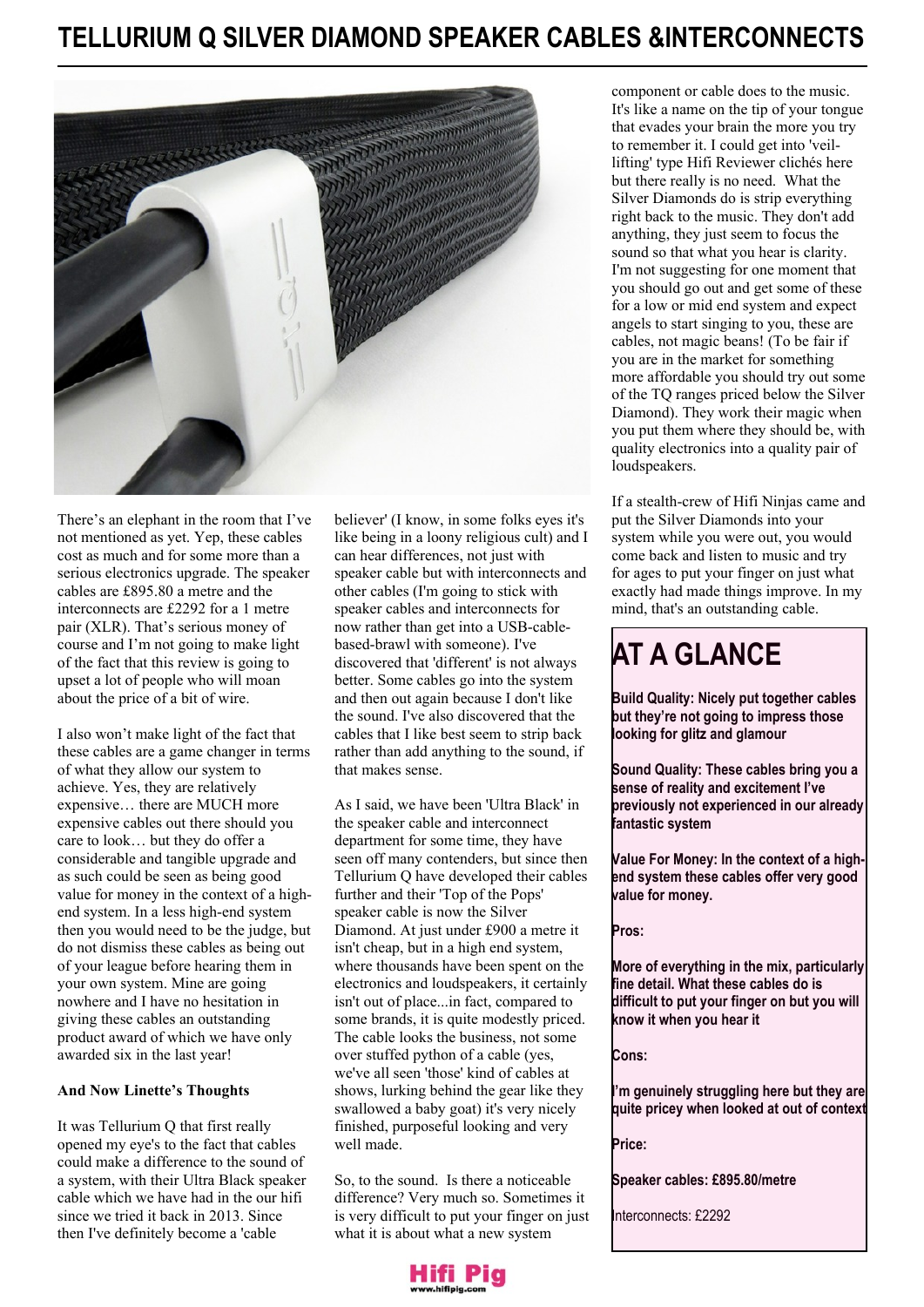# TELLURIUM Q SILVER DIAMOND SPEAKER CABLES &INTERCONNECTS

There's an elephant in the room that I've not mentioned as yet. Yep, these cables cost as much and for some more than a serious electronics upgrade. The speaker cables are £895.80 a metre and the interconnects are £2292 for a 1 metre pair (XLR). That's serious money of course and I'm not going to make light of the fact that this review is going to upset a lot of people who will moan about the price of a bit of wire.

I also won't make light of the fact that these cables are a game changer in terms of what they allow our system to achieve. Yes, they are relatively expensive… there are MUCH more expensive cables out there should you care to look… but they do offer a considerable and tangible upgrade and as such could be seen as being good value for money in the context of a high-end system. In a less high-end system then you would need to be the judge, but do not dismiss these cables as being out of your league before hearing them in your own system. Mine are going nowhere and I have no hesitation in giving these cables an outstanding product award of which we have only awarded six in the last year!

**And Now Linette's Thoughts**

It was Tellurium Q that first really opened my eye's to the fact that cables could make a difference to the sound of a system, with their Ultra Black speaker cable which we have had in the our hifi since we tried it back in 2013. Since then I've definitely become a 'cable believer' (I know, in some folks eyes it's like being in a loony religious cult) and I can hear differences, not just with speaker cable but with interconnects and other cables (I'm going to stick with speaker cables and interconnects for now rather than get into a USB-cable-based-brawl with someone). I've discovered that 'different' is not always better. Some cables go into the system and then out again because I don't like the sound. I've also discovered that the cables that I like best seem to strip back rather than add anything to the sound, if that makes sense.

As I said, we have been 'Ultra Black' in the speaker cable and interconnect department for some time, they have seen off many contenders, but since then Tellurium Q have developed their cables further and their 'Top of the Pops' speaker cable is now the Silver Diamond. At just under £900 a metre it isn't cheap, but in a high end system, where thousands have been spent on the electronics and loudspeakers, it certainly isn't out of place...in fact, compared to some brands, it is quite modestly priced. The cable looks the business, not some over stuffed python of a cable (yes, we've all seen 'those' kind of cables at shows, lurking behind the gear like they swallowed a baby goat) it's very nicely finished, purposeful looking and very well made.

So, to the sound. Is there a noticeable difference? Very much so. Sometimes it is very difficult to put your finger on just what it is about what a new system component or cable does to the music. It's like a name on the tip of your tongue that evades your brain the more you try to remember it. I could get into 'veil-lifting' type Hifi Reviewer clichés here but there really is no need. What the Silver Diamonds do is strip everything right back to the music. They don't add anything, they just seem to focus the sound so that what you hear is clarity. I'm not suggesting for one moment that you should go out and get some of these for a low or mid end system and expect angels to start singing to you, these are cables, not magic beans! (To be fair if you are in the market for something more affordable you should try out some of the TQ ranges priced below the Silver Diamond). They work their magic when you put them where they should be, with quality electronics into a quality pair of loudspeakers.

If a stealth-crew of Hifi Ninjas came and put the Silver Diamonds into your system while you were out, you would come back and listen to music and try for ages to put your finger on just what exactly had made things improve. In my mind, that's an outstanding cable.

## AT A GLANCE

**Build Quality: Nicely put together cables but they're not going to impress those looking for glitz and glamour**

**Sound Quality: These cables bring you a sense of reality and excitement I've previously not experienced in our already fantastic system**

**Value For Money: In the context of a high-end system these cables offer very good value for money.**

**Pros:**

**More of everything in the mix, particularly fine detail. What these cables do is difficult to put your finger on but you will know it when you hear it**

**Cons:**

**I'm genuinely struggling here but they are quite pricey when looked at out of context**

**Price:**

**Speaker cables: £895.80/metre**

Interconnects: £2292